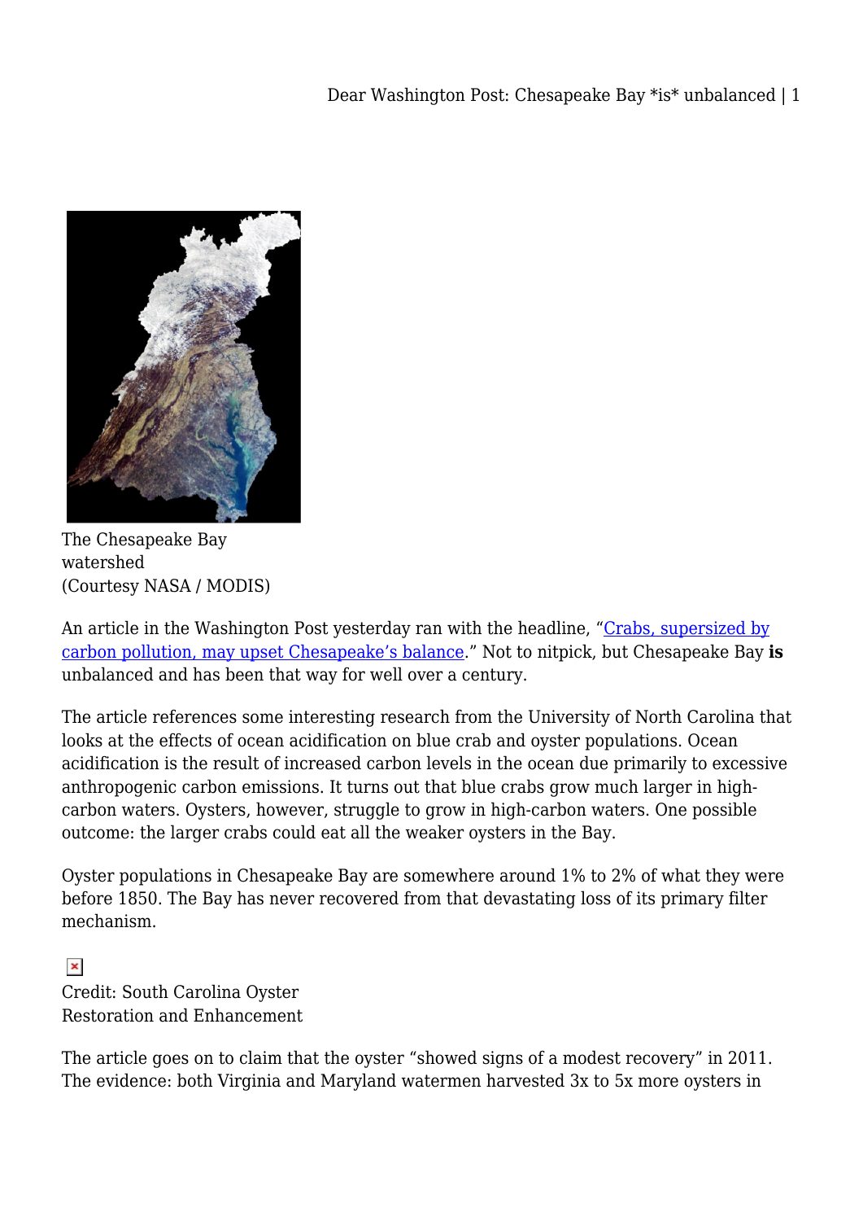The Chesapeake Bay watershed (Courtesy NASA / MODIS)

An article in the Washington Post yesterday ran with the headline, "Crabs, supersized by carbon pollution, may upset Chesapeake's balance." Not to nitpick, but Chesapeake Bay **is** unbalanced and has been that way for well over a century.

The article references some interesting research from the University of North Carolina that looks at the effects of ocean acidification on blue crab and oyster populations. Ocean acidification is the result of increased carbon levels in the ocean due primarily to excessive anthropogenic carbon emissions. It turns out that blue crabs grow much larger in high-carbon waters. Oysters, however, struggle to grow in high-carbon waters. One possible outcome: the larger crabs could eat all the weaker oysters in the Bay.

Oyster populations in Chesapeake Bay are somewhere around 1% to 2% of what they were before 1850. The Bay has never recovered from that devastating loss of its primary filter mechanism.

Credit: South Carolina Oyster Restoration and Enhancement

The article goes on to claim that the oyster "showed signs of a modest recovery" in 2011. The evidence: both Virginia and Maryland watermen harvested 3x to 5x more oysters in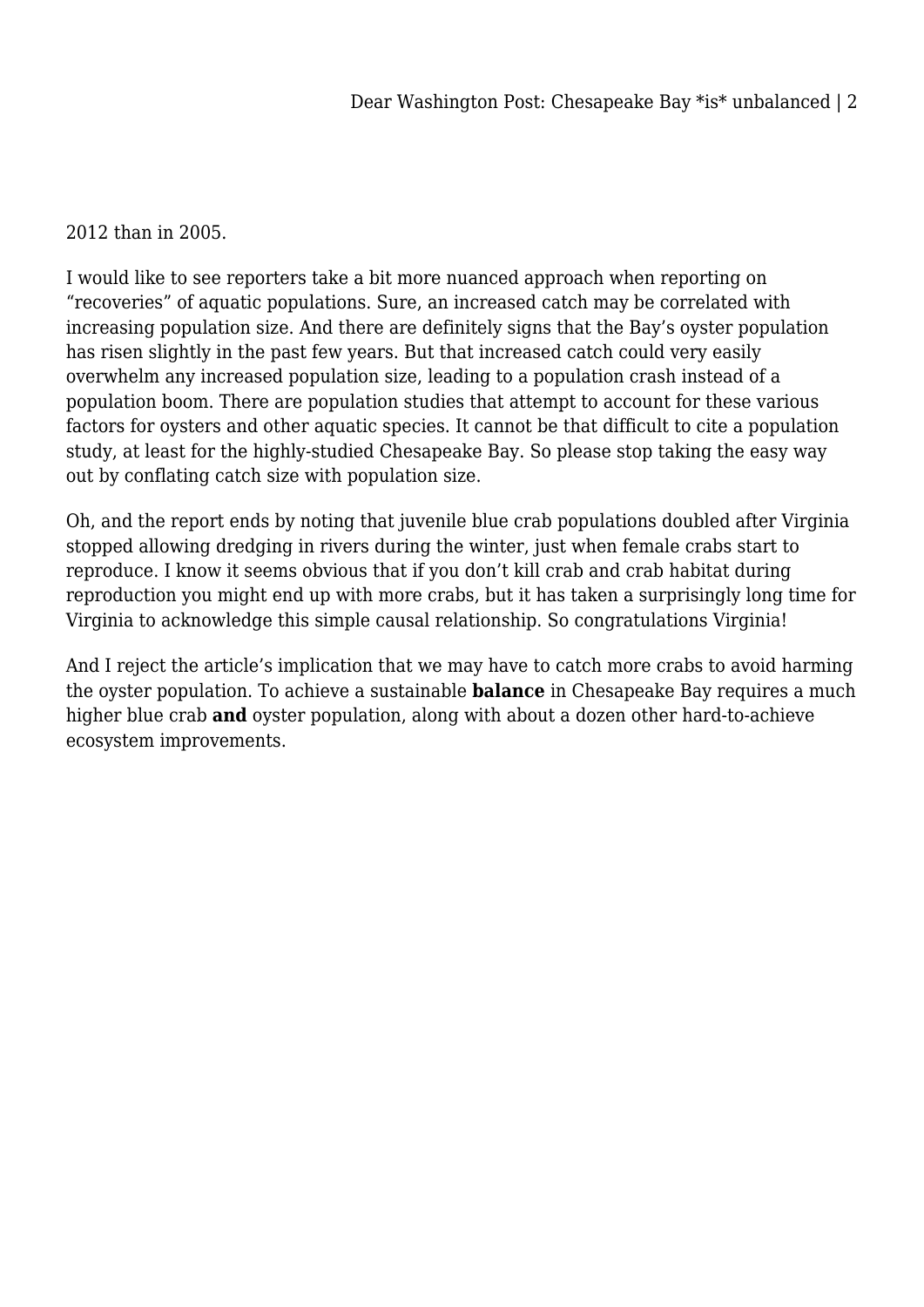2012 than in 2005.

I would like to see reporters take a bit more nuanced approach when reporting on "recoveries" of aquatic populations. Sure, an increased catch may be correlated with increasing population size. And there are definitely signs that the Bay's oyster population has risen slightly in the past few years. But that increased catch could very easily overwhelm any increased population size, leading to a population crash instead of a population boom. There are population studies that attempt to account for these various factors for oysters and other aquatic species. It cannot be that difficult to cite a population study, at least for the highly-studied Chesapeake Bay. So please stop taking the easy way out by conflating catch size with population size.

Oh, and the report ends by noting that juvenile blue crab populations doubled after Virginia stopped allowing dredging in rivers during the winter, just when female crabs start to reproduce. I know it seems obvious that if you don't kill crab and crab habitat during reproduction you might end up with more crabs, but it has taken a surprisingly long time for Virginia to acknowledge this simple causal relationship. So congratulations Virginia!

And I reject the article's implication that we may have to catch more crabs to avoid harming the oyster population. To achieve a sustainable **balance** in Chesapeake Bay requires a much higher blue crab **and** oyster population, along with about a dozen other hard-to-achieve ecosystem improvements.